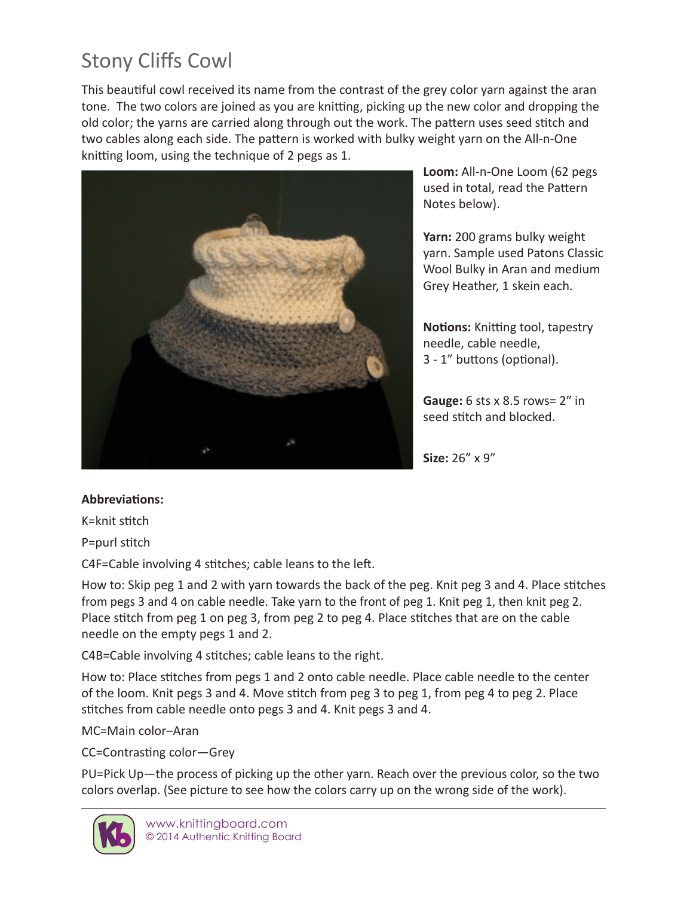# Stony Cliffs Cowl

This beautiful cowl received its name from the contrast of the grey color yarn against the aran tone. The two colors are joined as you are knitting, picking up the new color and dropping the old color; the yarns are carried along through out the work. The pattern uses seed stitch and two cables along each side. The pattern is worked with bulky weight yarn on the All-n-One knitting loom, using the technique of 2 pegs as 1.

**Loom:** All-n-One Loom (62 pegs used in total, read the Pattern Notes below).

**Yarn:** 200 grams bulky weight yarn. Sample used Patons Classic Wool Bulky in Aran and medium Grey Heather, 1 skein each.

**Notions:** Knitting tool, tapestry needle, cable needle, 3 - 1" buttons (optional).

**Gauge:** 6 sts x 8.5 rows= 2" in seed stitch and blocked.

**Size:** 26" x 9"

**Abbreviations:**

K=knit stitch

P=purl stitch

C4F=Cable involving 4 stitches; cable leans to the left.

How to: Skip peg 1 and 2 with yarn towards the back of the peg. Knit peg 3 and 4. Place stitches from pegs 3 and 4 on cable needle. Take yarn to the front of peg 1. Knit peg 1, then knit peg 2. Place stitch from peg 1 on peg 3, from peg 2 to peg 4. Place stitches that are on the cable needle on the empty pegs 1 and 2.

C4B=Cable involving 4 stitches; cable leans to the right.

How to: Place stitches from pegs 1 and 2 onto cable needle. Place cable needle to the center of the loom. Knit pegs 3 and 4. Move stitch from peg 3 to peg 1, from peg 4 to peg 2. Place stitches from cable needle onto pegs 3 and 4. Knit pegs 3 and 4.

MC=Main color–Aran

CC=Contrasting color—Grey

PU=Pick Up—the process of picking up the other yarn. Reach over the previous color, so the two colors overlap. (See picture to see how the colors carry up on the wrong side of the work).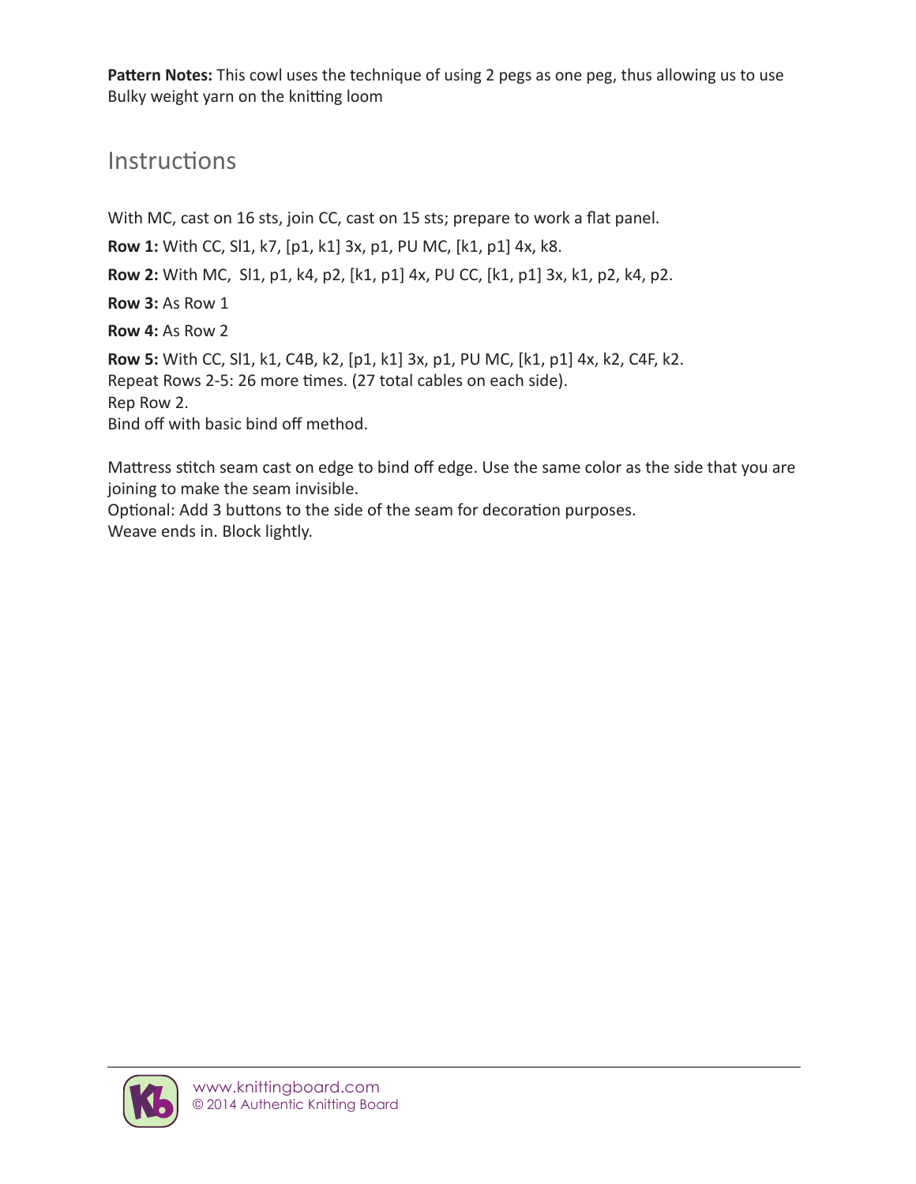**Pattern Notes:** This cowl uses the technique of using 2 pegs as one peg, thus allowing us to use Bulky weight yarn on the knitting loom

## Instructions

With MC, cast on 16 sts, join CC, cast on 15 sts; prepare to work a flat panel.

**Row 1:** With CC, Sl1, k7, [p1, k1] 3x, p1, PU MC, [k1, p1] 4x, k8.

**Row 2:** With MC,  Sl1, p1, k4, p2, [k1, p1] 4x, PU CC, [k1, p1] 3x, k1, p2, k4, p2.

**Row 3:** As Row 1

**Row 4:** As Row 2

**Row 5:** With CC, Sl1, k1, C4B, k2, [p1, k1] 3x, p1, PU MC, [k1, p1] 4x, k2, C4F, k2.
Repeat Rows 2-5: 26 more times. (27 total cables on each side).
Rep Row 2.
Bind off with basic bind off method.

Mattress stitch seam cast on edge to bind off edge. Use the same color as the side that you are joining to make the seam invisible.
Optional: Add 3 buttons to the side of the seam for decoration purposes.
Weave ends in. Block lightly.

www.knittingboard.com
© 2014 Authentic Knitting Board